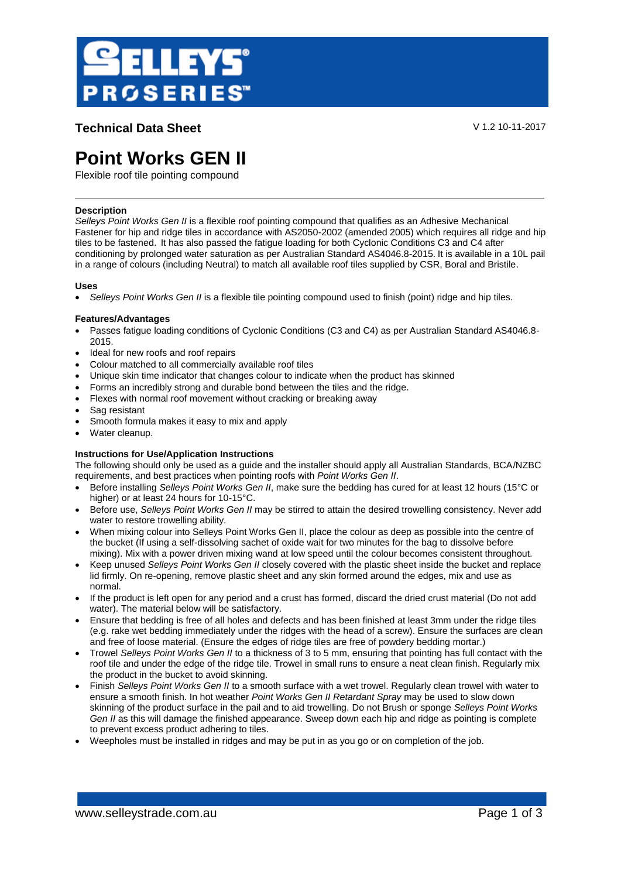SELLEYS PROSERIES

**Technical Data Sheet**

V 1.2 10-11-2017

# Point Works GEN II

Flexible roof tile pointing compound

---

**Description**

*Selleys Point Works Gen II* is a flexible roof pointing compound that qualifies as an Adhesive Mechanical Fastener for hip and ridge tiles in accordance with AS2050-2002 (amended 2005) which requires all ridge and hip tiles to be fastened. It has also passed the fatigue loading for both Cyclonic Conditions C3 and C4 after conditioning by prolonged water saturation as per Australian Standard AS4046.8-2015. It is available in a 10L pail in a range of colours (including Neutral) to match all available roof tiles supplied by CSR, Boral and Bristile.

**Uses**

- *Selleys Point Works Gen II* is a flexible tile pointing compound used to finish (point) ridge and hip tiles.

**Features/Advantages**

- Passes fatigue loading conditions of Cyclonic Conditions (C3 and C4) as per Australian Standard AS4046.8-2015.
- Ideal for new roofs and roof repairs
- Colour matched to all commercially available roof tiles
- Unique skin time indicator that changes colour to indicate when the product has skinned
- Forms an incredibly strong and durable bond between the tiles and the ridge.
- Flexes with normal roof movement without cracking or breaking away
- Sag resistant
- Smooth formula makes it easy to mix and apply
- Water cleanup.

**Instructions for Use/Application Instructions**

The following should only be used as a guide and the installer should apply all Australian Standards, BCA/NZBC requirements, and best practices when pointing roofs with *Point Works Gen II*.

- Before installing *Selleys Point Works Gen II*, make sure the bedding has cured for at least 12 hours (15°C or higher) or at least 24 hours for 10-15°C.
- Before use, *Selleys Point Works Gen II* may be stirred to attain the desired trowelling consistency. Never add water to restore trowelling ability.
- When mixing colour into Selleys Point Works Gen II, place the colour as deep as possible into the centre of the bucket (If using a self-dissolving sachet of oxide wait for two minutes for the bag to dissolve before mixing). Mix with a power driven mixing wand at low speed until the colour becomes consistent throughout.
- Keep unused *Selleys Point Works Gen II* closely covered with the plastic sheet inside the bucket and replace lid firmly. On re-opening, remove plastic sheet and any skin formed around the edges, mix and use as normal.
- If the product is left open for any period and a crust has formed, discard the dried crust material (Do not add water). The material below will be satisfactory.
- Ensure that bedding is free of all holes and defects and has been finished at least 3mm under the ridge tiles (e.g. rake wet bedding immediately under the ridges with the head of a screw). Ensure the surfaces are clean and free of loose material. (Ensure the edges of ridge tiles are free of powdery bedding mortar.)
- Trowel *Selleys Point Works Gen II* to a thickness of 3 to 5 mm, ensuring that pointing has full contact with the roof tile and under the edge of the ridge tile. Trowel in small runs to ensure a neat clean finish. Regularly mix the product in the bucket to avoid skinning.
- Finish *Selleys Point Works Gen II* to a smooth surface with a wet trowel. Regularly clean trowel with water to ensure a smooth finish. In hot weather *Point Works Gen II Retardant Spray* may be used to slow down skinning of the product surface in the pail and to aid trowelling. Do not Brush or sponge *Selleys Point Works Gen II* as this will damage the finished appearance. Sweep down each hip and ridge as pointing is complete to prevent excess product adhering to tiles.
- Weepholes must be installed in ridges and may be put in as you go or on completion of the job.

www.selleystrade.com.au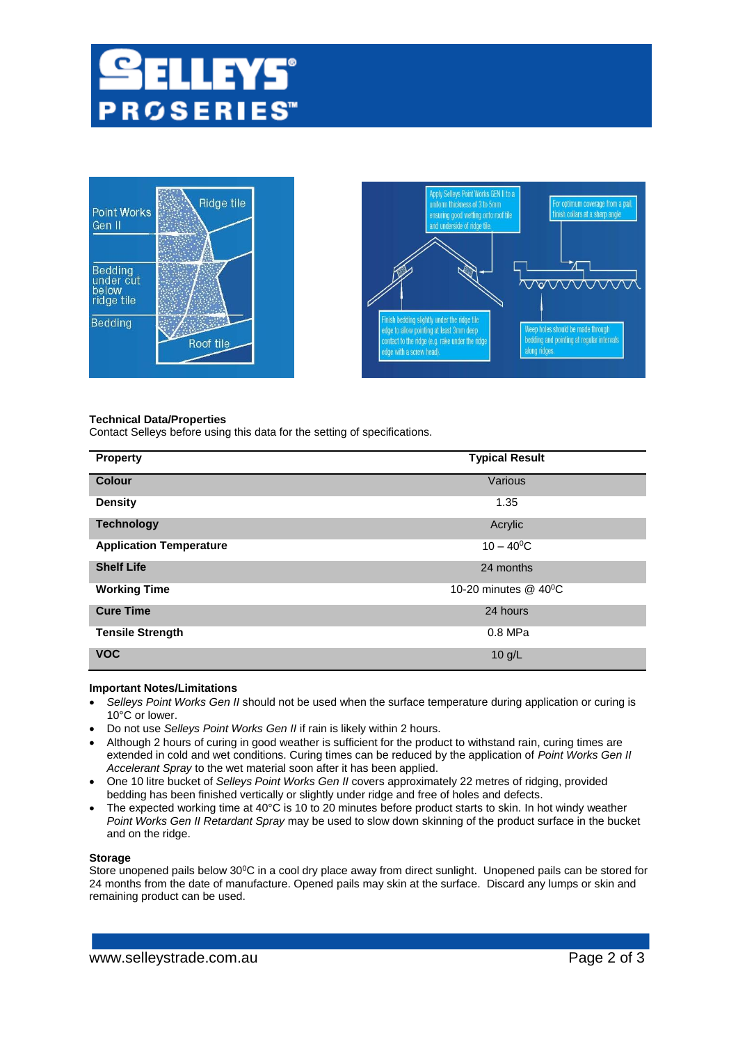**Technical Data/Properties**
Contact Selleys before using this data for the setting of specifications.

| Property | Typical Result |
|---|---|
| **Colour** | Various |
| **Density** | 1.35 |
| **Technology** | Acrylic |
| **Application Temperature** | 10 – 40$^0$C |
| **Shelf Life** | 24 months |
| **Working Time** | 10-20 minutes @ 40$^0$C |
| **Cure Time** | 24 hours |
| **Tensile Strength** | 0.8 MPa |
| **VOC** | 10 g/L |

**Important Notes/Limitations**

- *Selleys Point Works Gen II* should not be used when the surface temperature during application or curing is 10°C or lower.
- Do not use *Selleys Point Works Gen II* if rain is likely within 2 hours.
- Although 2 hours of curing in good weather is sufficient for the product to withstand rain, curing times are extended in cold and wet conditions. Curing times can be reduced by the application of *Point Works Gen II Accelerant Spray* to the wet material soon after it has been applied.
- One 10 litre bucket of *Selleys Point Works Gen II* covers approximately 22 metres of ridging, provided bedding has been finished vertically or slightly under ridge and free of holes and defects.
- The expected working time at 40°C is 10 to 20 minutes before product starts to skin. In hot windy weather *Point Works Gen II Retardant Spray* may be used to slow down skinning of the product surface in the bucket and on the ridge.

**Storage**
Store unopened pails below 30$^0$C in a cool dry place away from direct sunlight. Unopened pails can be stored for 24 months from the date of manufacture. Opened pails may skin at the surface. Discard any lumps or skin and remaining product can be used.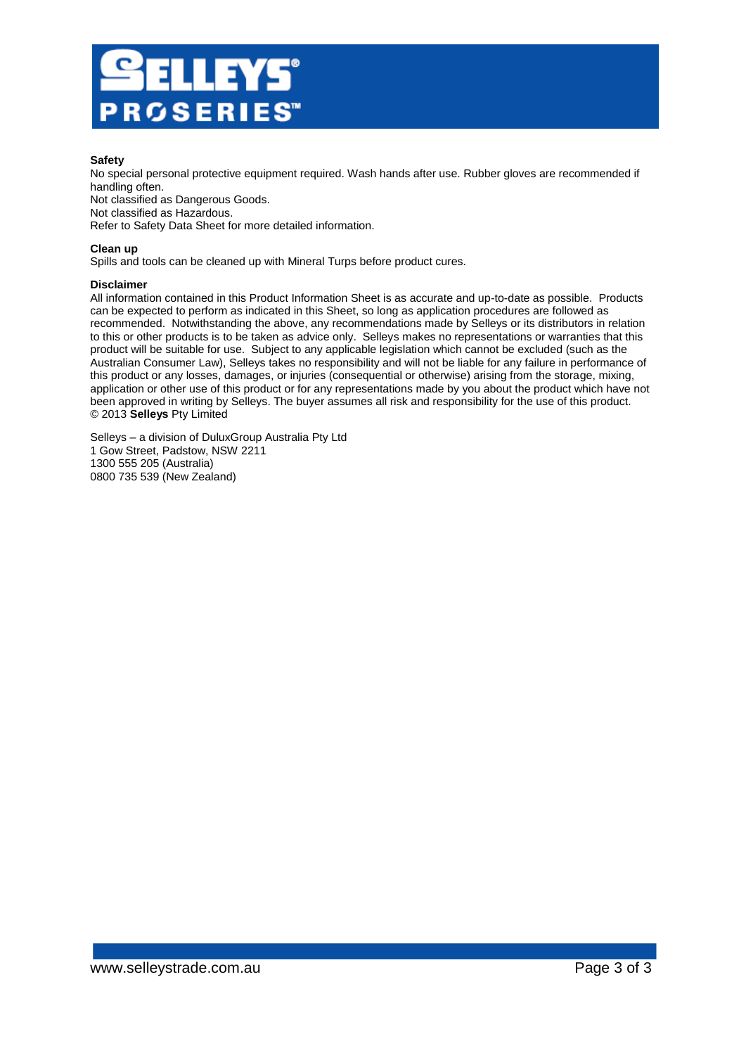**Safety**

No special personal protective equipment required. Wash hands after use. Rubber gloves are recommended if handling often.
Not classified as Dangerous Goods.
Not classified as Hazardous.
Refer to Safety Data Sheet for more detailed information.

**Clean up**

Spills and tools can be cleaned up with Mineral Turps before product cures.

**Disclaimer**

All information contained in this Product Information Sheet is as accurate and up-to-date as possible. Products can be expected to perform as indicated in this Sheet, so long as application procedures are followed as recommended. Notwithstanding the above, any recommendations made by Selleys or its distributors in relation to this or other products is to be taken as advice only. Selleys makes no representations or warranties that this product will be suitable for use. Subject to any applicable legislation which cannot be excluded (such as the Australian Consumer Law), Selleys takes no responsibility and will not be liable for any failure in performance of this product or any losses, damages, or injuries (consequential or otherwise) arising from the storage, mixing, application or other use of this product or for any representations made by you about the product which have not been approved in writing by Selleys. The buyer assumes all risk and responsibility for the use of this product.
© 2013 **Selleys** Pty Limited

Selleys – a division of DuluxGroup Australia Pty Ltd
1 Gow Street, Padstow, NSW 2211
1300 555 205 (Australia)
0800 735 539 (New Zealand)